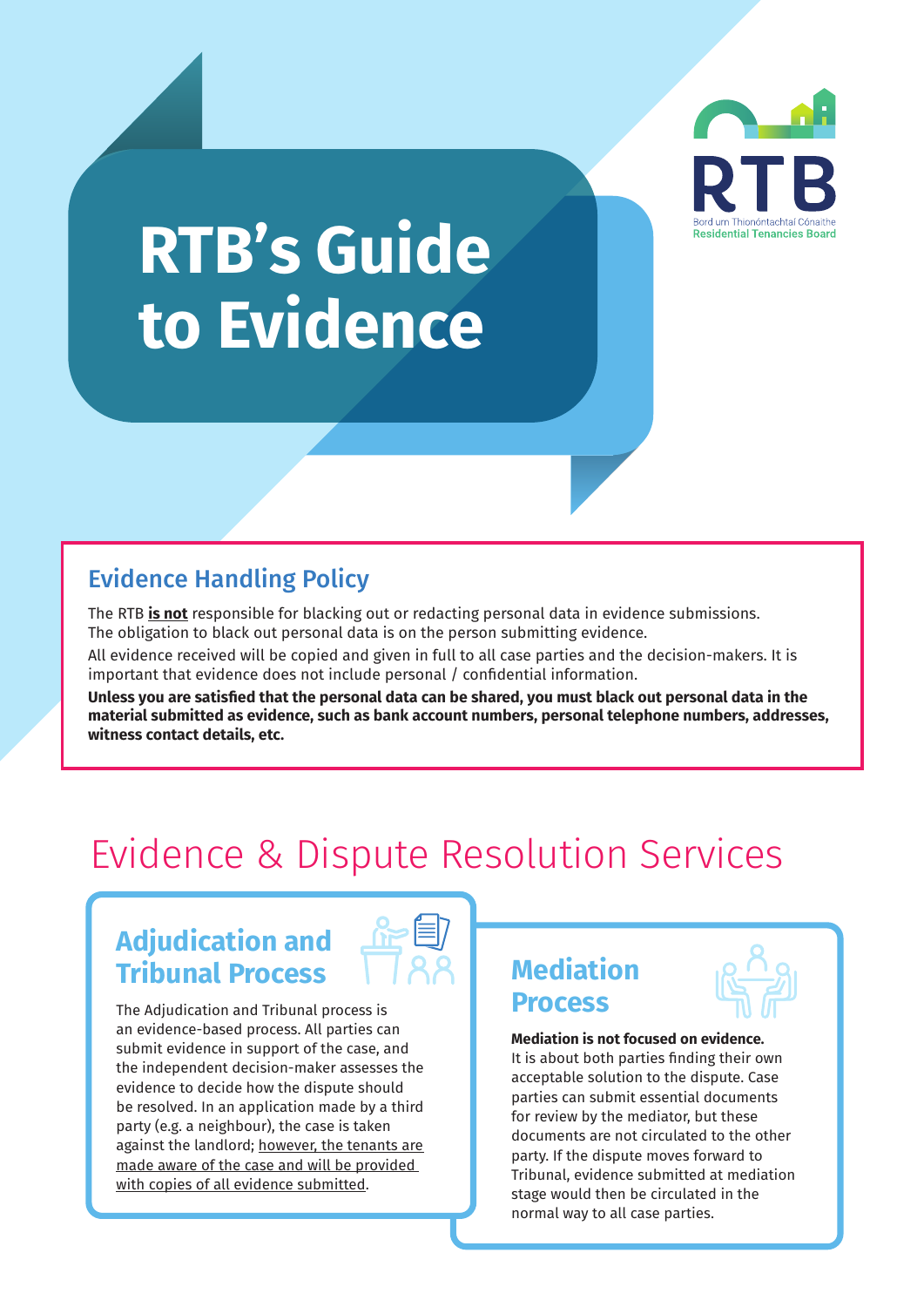# RTB's Guide to Evidence

RTB
Bord um Thionóntachtaí Cónaithe
Residential Tenancies Board

## Evidence Handling Policy

The RTB **is not** responsible for blacking out or redacting personal data in evidence submissions. The obligation to black out personal data is on the person submitting evidence.

All evidence received will be copied and given in full to all case parties and the decision-makers. It is important that evidence does not include personal / confidential information.

**Unless you are satisfied that the personal data can be shared, you must black out personal data in the material submitted as evidence, such as bank account numbers, personal telephone numbers, addresses, witness contact details, etc.**

## Evidence & Dispute Resolution Services

### Adjudication and Tribunal Process

The Adjudication and Tribunal process is an evidence-based process. All parties can submit evidence in support of the case, and the independent decision-maker assesses the evidence to decide how the dispute should be resolved. In an application made by a third party (e.g. a neighbour), the case is taken against the landlord; however, the tenants are made aware of the case and will be provided with copies of all evidence submitted.

### Mediation Process

**Mediation is not focused on evidence.** It is about both parties finding their own acceptable solution to the dispute. Case parties can submit essential documents for review by the mediator, but these documents are not circulated to the other party. If the dispute moves forward to Tribunal, evidence submitted at mediation stage would then be circulated in the normal way to all case parties.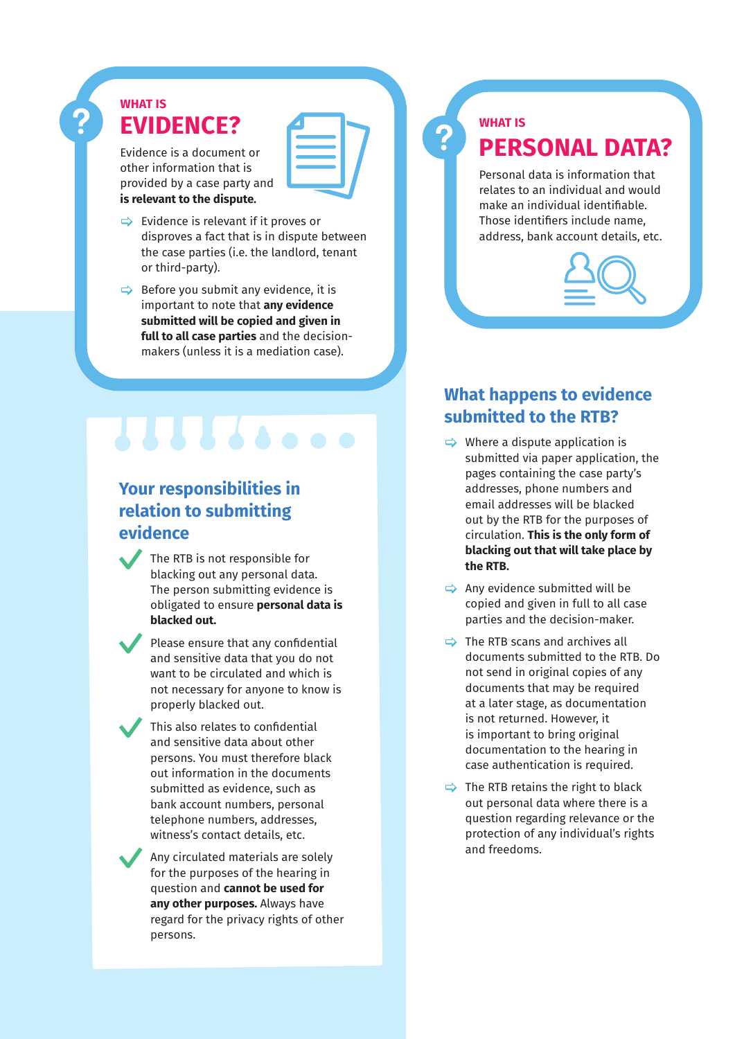## WHAT IS EVIDENCE?

Evidence is a document or other information that is provided by a case party and **is relevant to the dispute.**

- Evidence is relevant if it proves or disproves a fact that is in dispute between the case parties (i.e. the landlord, tenant or third-party).
- Before you submit any evidence, it is important to note that **any evidence submitted will be copied and given in full to all case parties** and the decision-makers (unless it is a mediation case).

## Your responsibilities in relation to submitting evidence

- The RTB is not responsible for blacking out any personal data. The person submitting evidence is obligated to ensure **personal data is blacked out.**
- Please ensure that any confidential and sensitive data that you do not want to be circulated and which is not necessary for anyone to know is properly blacked out.
- This also relates to confidential and sensitive data about other persons. You must therefore black out information in the documents submitted as evidence, such as bank account numbers, personal telephone numbers, addresses, witness's contact details, etc.
- Any circulated materials are solely for the purposes of the hearing in question and **cannot be used for any other purposes.** Always have regard for the privacy rights of other persons.

## WHAT IS PERSONAL DATA?

Personal data is information that relates to an individual and would make an individual identifiable. Those identifiers include name, address, bank account details, etc.

## What happens to evidence submitted to the RTB?

- Where a dispute application is submitted via paper application, the pages containing the case party's addresses, phone numbers and email addresses will be blacked out by the RTB for the purposes of circulation. **This is the only form of blacking out that will take place by the RTB.**
- Any evidence submitted will be copied and given in full to all case parties and the decision-maker.
- The RTB scans and archives all documents submitted to the RTB. Do not send in original copies of any documents that may be required at a later stage, as documentation is not returned. However, it is important to bring original documentation to the hearing in case authentication is required.
- The RTB retains the right to black out personal data where there is a question regarding relevance or the protection of any individual's rights and freedoms.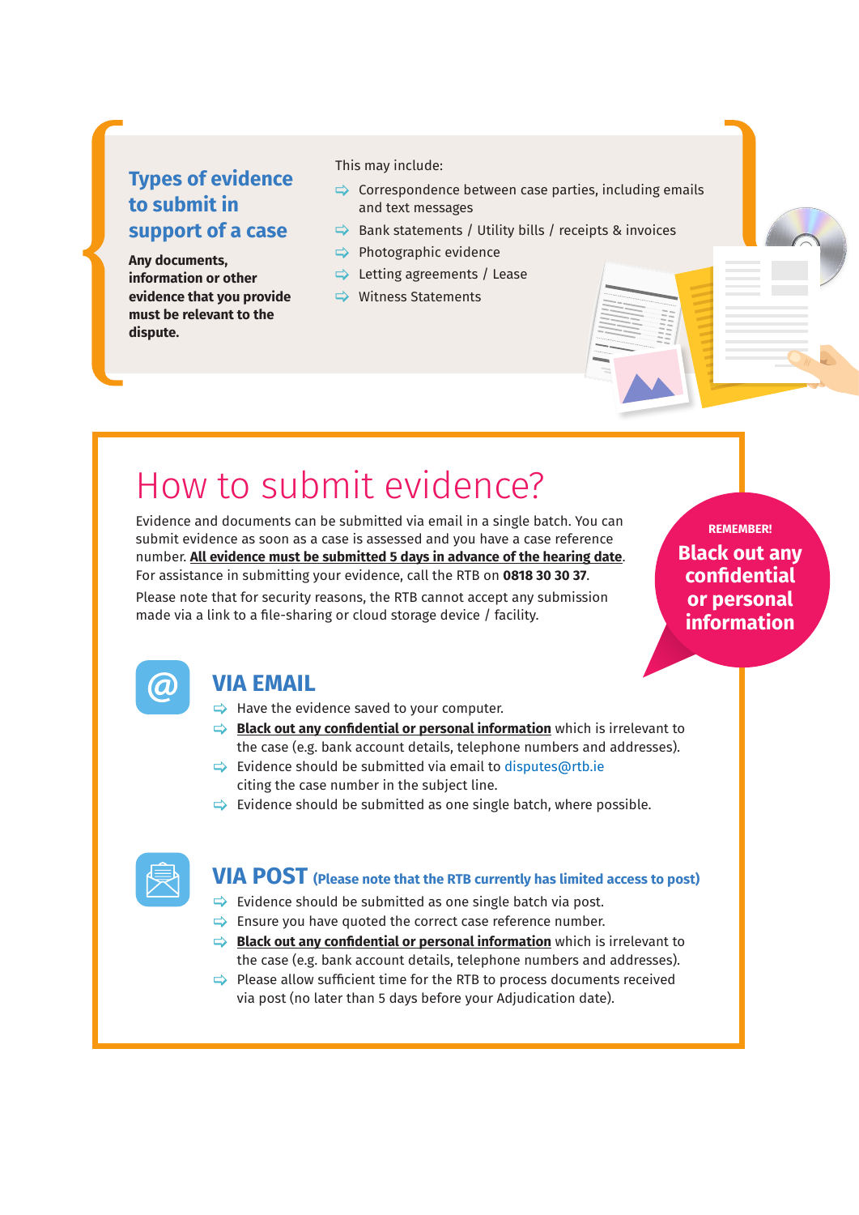## Types of evidence to submit in support of a case

**Any documents, information or other evidence that you provide must be relevant to the dispute.**

This may include:

- Correspondence between case parties, including emails and text messages
- Bank statements / Utility bills / receipts & invoices
- Photographic evidence
- Letting agreements / Lease
- Witness Statements

# How to submit evidence?

Evidence and documents can be submitted via email in a single batch. You can submit evidence as soon as a case is assessed and you have a case reference number. **All evidence must be submitted 5 days in advance of the hearing date**. For assistance in submitting your evidence, call the RTB on **0818 30 30 37**.

Please note that for security reasons, the RTB cannot accept any submission made via a link to a file-sharing or cloud storage device / facility.

**REMEMBER!**
**Black out any confidential or personal information**

## VIA EMAIL

- Have the evidence saved to your computer.
- **Black out any confidential or personal information** which is irrelevant to the case (e.g. bank account details, telephone numbers and addresses).
- Evidence should be submitted via email to disputes@rtb.ie citing the case number in the subject line.
- Evidence should be submitted as one single batch, where possible.

## VIA POST (Please note that the RTB currently has limited access to post)

- Evidence should be submitted as one single batch via post.
- Ensure you have quoted the correct case reference number.
- **Black out any confidential or personal information** which is irrelevant to the case (e.g. bank account details, telephone numbers and addresses).
- Please allow sufficient time for the RTB to process documents received via post (no later than 5 days before your Adjudication date).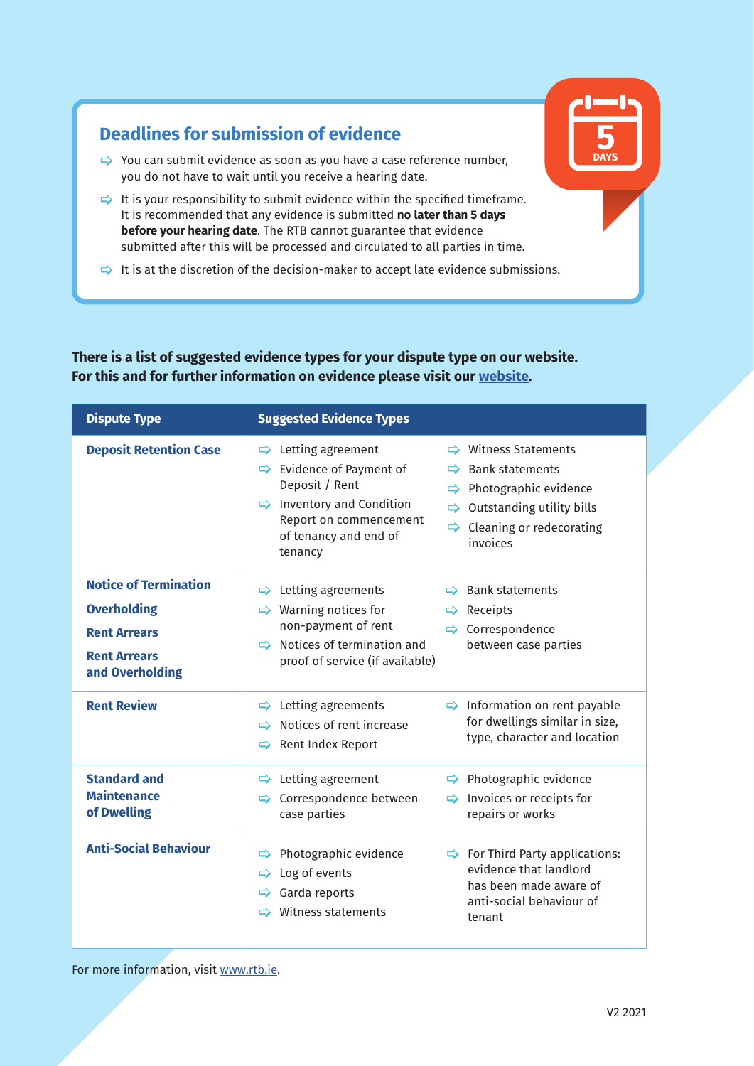## Deadlines for submission of evidence

- You can submit evidence as soon as you have a case reference number, you do not have to wait until you receive a hearing date.
- It is your responsibility to submit evidence within the specified timeframe. It is recommended that any evidence is submitted **no later than 5 days before your hearing date**. The RTB cannot guarantee that evidence submitted after this will be processed and circulated to all parties in time.
- It is at the discretion of the decision-maker to accept late evidence submissions.

5 DAYS

**There is a list of suggested evidence types for your dispute type on our website. For this and for further information on evidence please visit our website.**

| Dispute Type | Suggested Evidence Types | |
|---|---|---|
| **Deposit Retention Case** | Letting agreement<br>Evidence of Payment of Deposit / Rent<br>Inventory and Condition Report on commencement of tenancy and end of tenancy | Witness Statements<br>Bank statements<br>Photographic evidence<br>Outstanding utility bills<br>Cleaning or redecorating invoices |
| **Notice of Termination**<br>**Overholding**<br>**Rent Arrears**<br>**Rent Arrears and Overholding** | Letting agreements<br>Warning notices for non-payment of rent<br>Notices of termination and proof of service (if available) | Bank statements<br>Receipts<br>Correspondence between case parties |
| **Rent Review** | Letting agreements<br>Notices of rent increase<br>Rent Index Report | Information on rent payable for dwellings similar in size, type, character and location |
| **Standard and Maintenance of Dwelling** | Letting agreement<br>Correspondence between case parties | Photographic evidence<br>Invoices or receipts for repairs or works |
| **Anti-Social Behaviour** | Photographic evidence<br>Log of events<br>Garda reports<br>Witness statements | For Third Party applications: evidence that landlord has been made aware of anti-social behaviour of tenant |

For more information, visit www.rtb.ie.

V2 2021